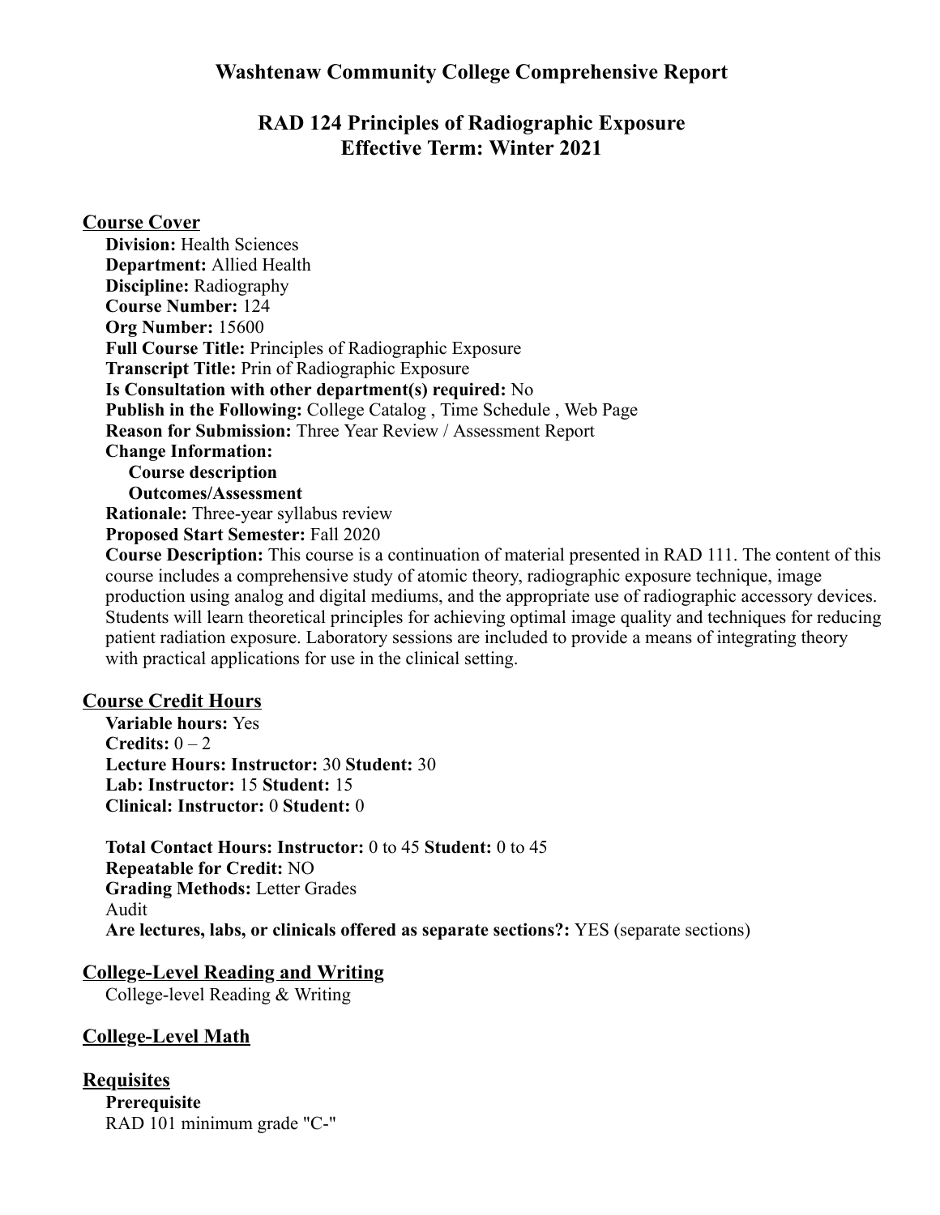# Washtenaw Community College Comprehensive Report

## RAD 124 Principles of Radiographic Exposure
## Effective Term: Winter 2021

### Course Cover

**Division:** Health Sciences
**Department:** Allied Health
**Discipline:** Radiography
**Course Number:** 124
**Org Number:** 15600
**Full Course Title:** Principles of Radiographic Exposure
**Transcript Title:** Prin of Radiographic Exposure
**Is Consultation with other department(s) required:** No
**Publish in the Following:** College Catalog , Time Schedule , Web Page
**Reason for Submission:** Three Year Review / Assessment Report
**Change Information:**
**Course description**
**Outcomes/Assessment**
**Rationale:** Three-year syllabus review
**Proposed Start Semester:** Fall 2020
**Course Description:** This course is a continuation of material presented in RAD 111. The content of this course includes a comprehensive study of atomic theory, radiographic exposure technique, image production using analog and digital mediums, and the appropriate use of radiographic accessory devices. Students will learn theoretical principles for achieving optimal image quality and techniques for reducing patient radiation exposure. Laboratory sessions are included to provide a means of integrating theory with practical applications for use in the clinical setting.

### Course Credit Hours

**Variable hours:** Yes
**Credits:** 0 – 2
**Lecture Hours: Instructor:** 30 **Student:** 30
**Lab: Instructor:** 15 **Student:** 15
**Clinical: Instructor:** 0 **Student:** 0

**Total Contact Hours: Instructor:** 0 to 45 **Student:** 0 to 45
**Repeatable for Credit:** NO
**Grading Methods:** Letter Grades
Audit
**Are lectures, labs, or clinicals offered as separate sections?:** YES (separate sections)

### College-Level Reading and Writing

College-level Reading & Writing

### College-Level Math

### Requisites

**Prerequisite**
RAD 101 minimum grade "C-"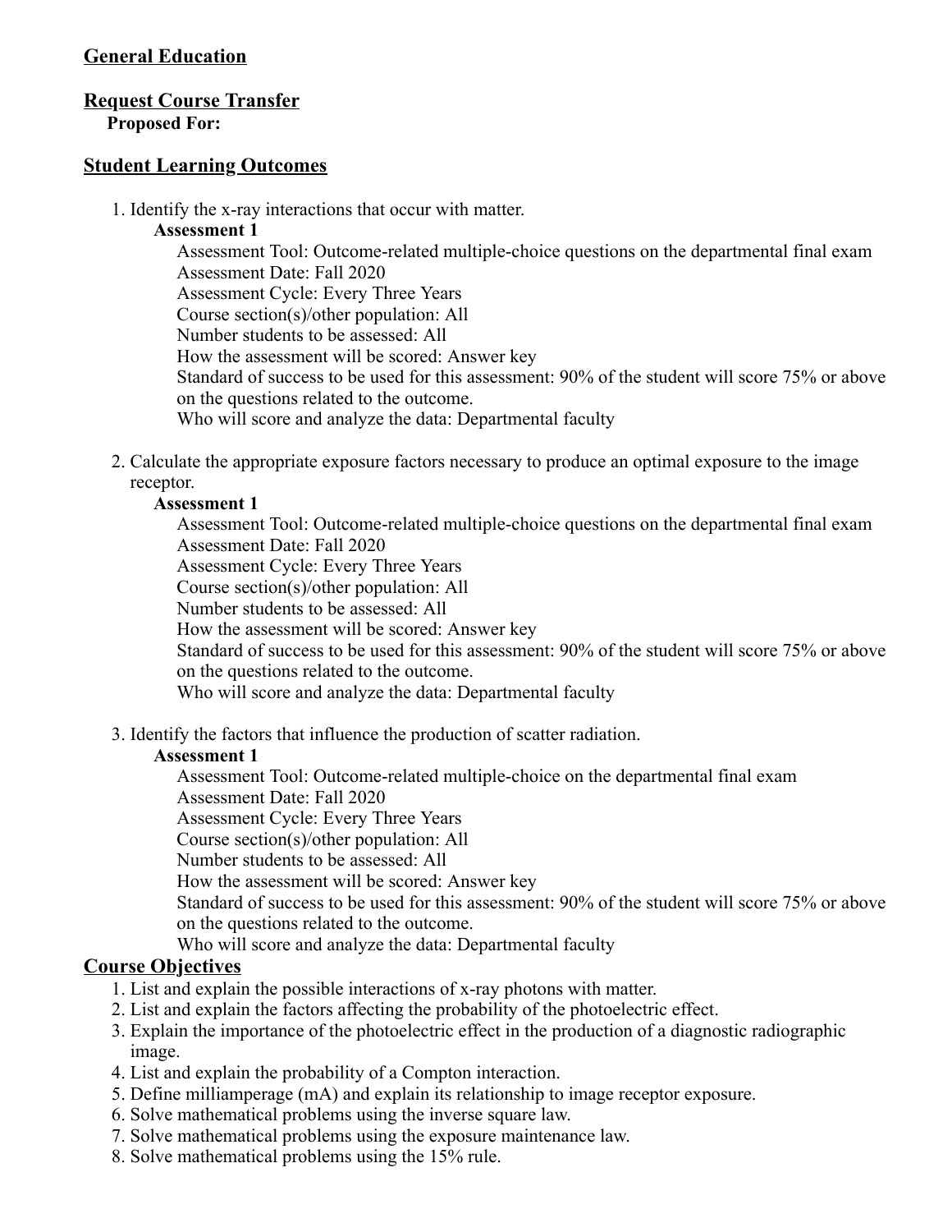## General Education

## Request Course Transfer

**Proposed For:**

## Student Learning Outcomes

1. Identify the x-ray interactions that occur with matter.
   **Assessment 1**
   Assessment Tool: Outcome-related multiple-choice questions on the departmental final exam
   Assessment Date: Fall 2020
   Assessment Cycle: Every Three Years
   Course section(s)/other population: All
   Number students to be assessed: All
   How the assessment will be scored: Answer key
   Standard of success to be used for this assessment: 90% of the student will score 75% or above on the questions related to the outcome.
   Who will score and analyze the data: Departmental faculty

2. Calculate the appropriate exposure factors necessary to produce an optimal exposure to the image receptor.
   **Assessment 1**
   Assessment Tool: Outcome-related multiple-choice questions on the departmental final exam
   Assessment Date: Fall 2020
   Assessment Cycle: Every Three Years
   Course section(s)/other population: All
   Number students to be assessed: All
   How the assessment will be scored: Answer key
   Standard of success to be used for this assessment: 90% of the student will score 75% or above on the questions related to the outcome.
   Who will score and analyze the data: Departmental faculty

3. Identify the factors that influence the production of scatter radiation.
   **Assessment 1**
   Assessment Tool: Outcome-related multiple-choice on the departmental final exam
   Assessment Date: Fall 2020
   Assessment Cycle: Every Three Years
   Course section(s)/other population: All
   Number students to be assessed: All
   How the assessment will be scored: Answer key
   Standard of success to be used for this assessment: 90% of the student will score 75% or above on the questions related to the outcome.
   Who will score and analyze the data: Departmental faculty

## Course Objectives

1. List and explain the possible interactions of x-ray photons with matter.
2. List and explain the factors affecting the probability of the photoelectric effect.
3. Explain the importance of the photoelectric effect in the production of a diagnostic radiographic image.
4. List and explain the probability of a Compton interaction.
5. Define milliamperage (mA) and explain its relationship to image receptor exposure.
6. Solve mathematical problems using the inverse square law.
7. Solve mathematical problems using the exposure maintenance law.
8. Solve mathematical problems using the 15% rule.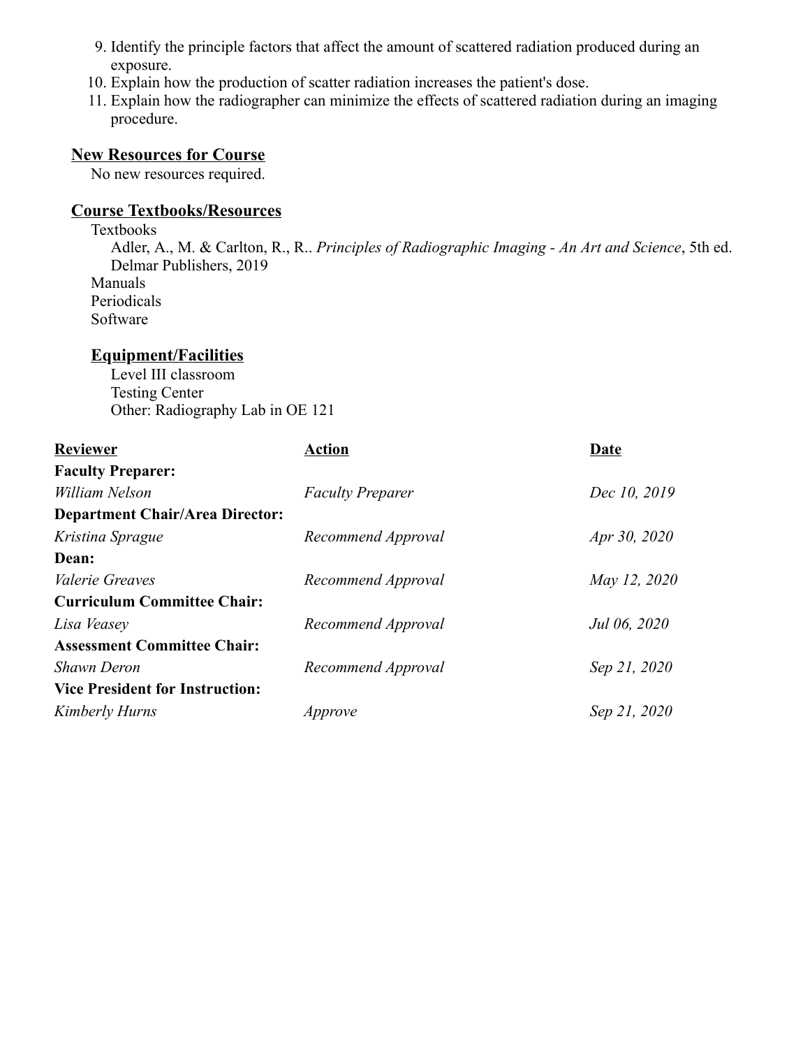9. Identify the principle factors that affect the amount of scattered radiation produced during an exposure.
10. Explain how the production of scatter radiation increases the patient's dose.
11. Explain how the radiographer can minimize the effects of scattered radiation during an imaging procedure.

## New Resources for Course

No new resources required.

## Course Textbooks/Resources

Textbooks

Adler, A., M. & Carlton, R., R.. *Principles of Radiographic Imaging - An Art and Science*, 5th ed. Delmar Publishers, 2019

Manuals

Periodicals

Software

## Equipment/Facilities

Level III classroom

Testing Center

Other: Radiography Lab in OE 121

| Reviewer | Action | Date |
|---|---|---|
| **Faculty Preparer:** | | |
| *William Nelson* | *Faculty Preparer* | *Dec 10, 2019* |
| **Department Chair/Area Director:** | | |
| *Kristina Sprague* | *Recommend Approval* | *Apr 30, 2020* |
| **Dean:** | | |
| *Valerie Greaves* | *Recommend Approval* | *May 12, 2020* |
| **Curriculum Committee Chair:** | | |
| *Lisa Veasey* | *Recommend Approval* | *Jul 06, 2020* |
| **Assessment Committee Chair:** | | |
| *Shawn Deron* | *Recommend Approval* | *Sep 21, 2020* |
| **Vice President for Instruction:** | | |
| *Kimberly Hurns* | *Approve* | *Sep 21, 2020* |